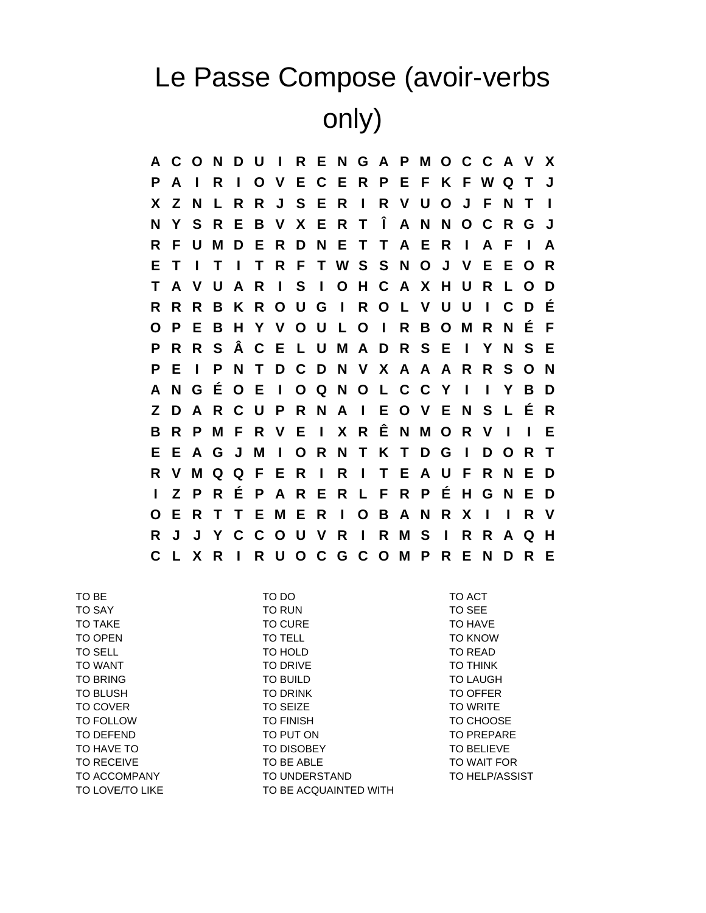# Le Passe Compose (avoir-verbs only)

```
A C O N D U I R E N G A P M O C C A V X
P A I R I O V E C E R P E F K F W Q T J
X Z N L R R J S E R I R V U O J F N T I
N Y S R E B V X E R T Î A N N O C R G J
R F U M D E R D N E T T A E R I A F I A
E T I T I T R F T W S S N O J V E E O R
T A V U A R I S I O H C A X H U R L O D
R R R B K R O U G I R O L V U U I C D É
O P E B H Y V O U L O I R B O M R N É F
P R R S Â C E L U M A D R S E I Y N S E
P E I P N T D C D N V X A A A R R S O N
A N G É O E I O Q N O L C C Y I I Y B D
Z D A R C U P R N A I E O V E N S L É R
B R P M F R V E I X R Ê N M O R V I I E
E E A G J M I O R N T K T D G I D O R T
R V M Q Q F E R I R I T E A U F R N E D
I Z P R É P A R E R L F R P É H G N E D
O E R T T E M E R I O B A N R X I I R V
R J J Y C C O U V R I R M S I R R A Q H
C L X R I R U O C G C O M P R E N D R E
```

| | | |
|---|---|---|
| TO BE | TO DO | TO ACT |
| TO SAY | TO RUN | TO SEE |
| TO TAKE | TO CURE | TO HAVE |
| TO OPEN | TO TELL | TO KNOW |
| TO SELL | TO HOLD | TO READ |
| TO WANT | TO DRIVE | TO THINK |
| TO BRING | TO BUILD | TO LAUGH |
| TO BLUSH | TO DRINK | TO OFFER |
| TO COVER | TO SEIZE | TO WRITE |
| TO FOLLOW | TO FINISH | TO CHOOSE |
| TO DEFEND | TO PUT ON | TO PREPARE |
| TO HAVE TO | TO DISOBEY | TO BELIEVE |
| TO RECEIVE | TO BE ABLE | TO WAIT FOR |
| TO ACCOMPANY | TO UNDERSTAND | TO HELP/ASSIST |
| TO LOVE/TO LIKE | TO BE ACQUAINTED WITH | |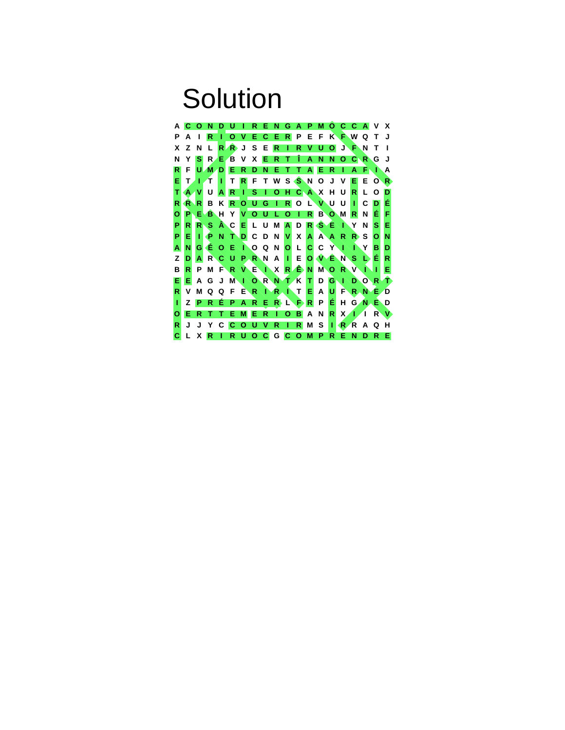# Solution

| | | | | | | | | | | | | | | | | | | | |
|---|---|---|---|---|---|---|---|---|---|---|---|---|---|---|---|---|---|---|---|
| A | C | O | N | D | U | I | R | E | N | G | A | P | M | O | C | C | A | V | X |
| P | A | I | R | I | O | V | E | C | E | R | P | E | F | K | F | W | Q | T | J |
| X | Z | N | L | R | R | J | S | E | R | I | R | V | U | O | J | F | N | T | I |
| N | Y | S | R | E | B | V | X | E | R | T | Î | A | N | N | O | C | R | G | J |
| R | F | U | M | D | E | R | D | N | E | T | T | A | E | R | I | A | F | I | A |
| E | T | I | T | I | T | R | F | T | W | S | S | N | O | J | V | E | E | O | R |
| T | A | V | U | A | R | I | S | I | O | H | C | A | X | H | U | R | L | O | D |
| R | R | R | B | K | R | O | U | G | I | R | O | L | V | U | U | I | C | D | É |
| O | P | E | B | H | Y | V | O | U | L | O | I | R | B | O | M | R | N | É | F |
| P | R | R | S | Â | C | E | L | U | M | A | D | R | S | E | I | Y | N | S | E |
| P | E | I | P | N | T | D | C | D | N | V | X | A | A | A | R | R | S | O | N |
| A | N | G | É | O | E | I | O | Q | N | O | L | C | C | Y | I | I | Y | B | D |
| Z | D | A | R | C | U | P | R | N | A | I | E | O | V | E | N | S | L | É | R |
| B | R | P | M | F | R | V | E | I | X | R | Ê | N | M | O | R | V | I | I | E |
| E | E | A | G | J | M | I | O | R | N | T | K | T | D | G | I | D | O | R | T |
| R | V | M | Q | Q | F | E | R | I | R | I | T | E | A | U | F | R | N | E | D |
| I | Z | P | R | É | P | A | R | E | R | L | F | R | P | É | H | G | N | E | D |
| O | E | R | T | T | E | M | E | R | I | O | B | A | N | R | X | I | I | R | V |
| R | J | J | Y | C | C | O | U | V | R | I | R | M | S | I | R | R | A | Q | H |
| C | L | X | R | I | R | U | O | C | G | C | O | M | P | R | E | N | D | R | E |